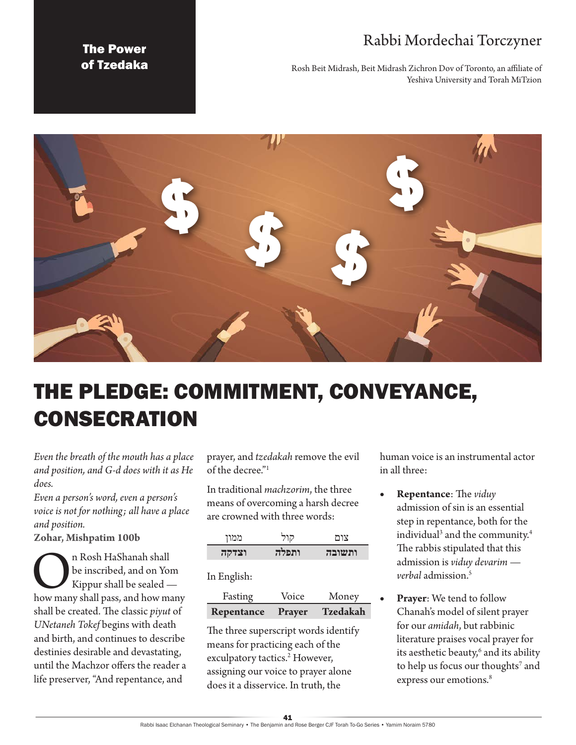The Power of Tzedaka

Rabbi Mordechai Torczyner

Rosh Beit Midrash, Beit Midrash Zichron Dov of Toronto, an affiliate of Yeshiva University and Torah MiTzion

# THE PLEDGE: COMMITMENT, CONVEYANCE, CONSECRATION

*Even the breath of the mouth has a place and position, and G-d does with it as He does.*
*Even a person's word, even a person's voice is not for nothing; all have a place and position.*
**Zohar, Mishpatim 100b**

On Rosh HaShanah shall be inscribed, and on Yom Kippur shall be sealed — how many shall pass, and how many shall be created. The classic *piyut* of *UNetaneh Tokef* begins with death and birth, and continues to describe destinies desirable and devastating, until the Machzor offers the reader a life preserver, "And repentance, and prayer, and *tzedakah* remove the evil of the decree."[1]

In traditional *machzorim*, the three means of overcoming a harsh decree are crowned with three words:

| צום | קול | ממון |
|---|---|---|
| **ותשובה** | **ותפלה** | **וצדקה** |

In English:

| Fasting | Voice | Money |
|---|---|---|
| **Repentance** | **Prayer** | **Tzedakah** |

The three superscript words identify means for practicing each of the exculpatory tactics.[2] However, assigning our voice to prayer alone does it a disservice. In truth, the human voice is an instrumental actor in all three:

- **Repentance**: The *viduy* admission of sin is an essential step in repentance, both for the individual[3] and the community.[4] The rabbis stipulated that this admission is *viduy devarim* — *verbal* admission.[5]
- **Prayer**: We tend to follow Chanah's model of silent prayer for our *amidah*, but rabbinic literature praises vocal prayer for its aesthetic beauty,[6] and its ability to help us focus our thoughts[7] and express our emotions.[8]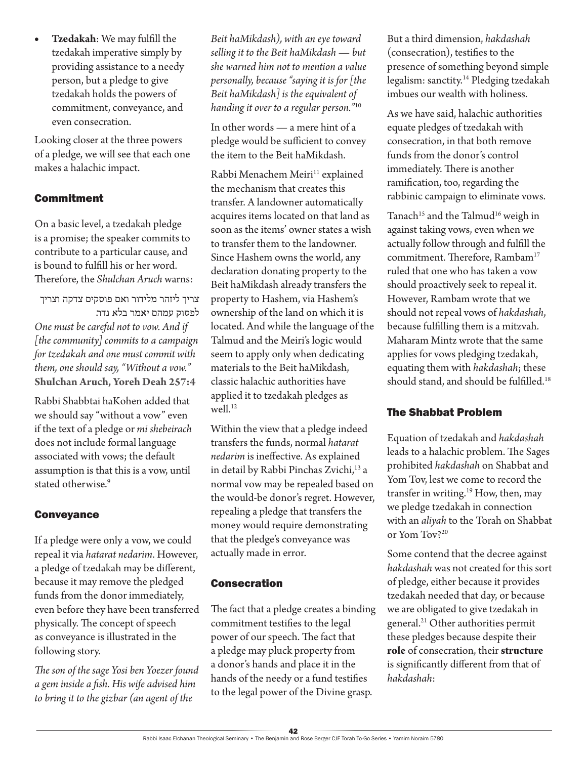- **Tzedakah**: We may fulfill the tzedakah imperative simply by providing assistance to a needy person, but a pledge to give tzedakah holds the powers of commitment, conveyance, and even consecration.

Looking closer at the three powers of a pledge, we will see that each one makes a halachic impact.

### Commitment

On a basic level, a tzedakah pledge is a promise; the speaker commits to contribute to a particular cause, and is bound to fulfill his or her word. Therefore, the *Shulchan Aruch* warns:

צריך ליזהר מלידור ואם פוסקים צדקה וצריך לפסוק עמהם יאמר בלא נדר.

*One must be careful not to vow. And if [the community] commits to a campaign for tzedakah and one must commit with them, one should say, "Without a vow."*
**Shulchan Aruch, Yoreh Deah 257:4**

Rabbi Shabbtai haKohen added that we should say "without a vow" even if the text of a pledge or *mi shebeirach* does not include formal language associated with vows; the default assumption is that this is a vow, until stated otherwise.[9]

### Conveyance

If a pledge were only a vow, we could repeal it via *hatarat nedarim*. However, a pledge of tzedakah may be different, because it may remove the pledged funds from the donor immediately, even before they have been transferred physically. The concept of speech as conveyance is illustrated in the following story.

*The son of the sage Yosi ben Yoezer found a gem inside a fish. His wife advised him to bring it to the gizbar (an agent of the Beit haMikdash), with an eye toward selling it to the Beit haMikdash — but she warned him not to mention a value personally, because "saying it is for [the Beit haMikdash] is the equivalent of handing it over to a regular person."*[10]

In other words — a mere hint of a pledge would be sufficient to convey the item to the Beit haMikdash.

Rabbi Menachem Meiri[11] explained the mechanism that creates this transfer. A landowner automatically acquires items located on that land as soon as the items' owner states a wish to transfer them to the landowner. Since Hashem owns the world, any declaration donating property to the Beit haMikdash already transfers the property to Hashem, via Hashem's ownership of the land on which it is located. And while the language of the Talmud and the Meiri's logic would seem to apply only when dedicating materials to the Beit haMikdash, classic halachic authorities have applied it to tzedakah pledges as well.[12]

Within the view that a pledge indeed transfers the funds, normal *hatarat nedarim* is ineffective. As explained in detail by Rabbi Pinchas Zvichi,[13] a normal vow may be repealed based on the would-be donor's regret. However, repealing a pledge that transfers the money would require demonstrating that the pledge's conveyance was actually made in error.

### Consecration

The fact that a pledge creates a binding commitment testifies to the legal power of our speech. The fact that a pledge may pluck property from a donor's hands and place it in the hands of the needy or a fund testifies to the legal power of the Divine grasp. But a third dimension, *hakdashah* (consecration), testifies to the presence of something beyond simple legalism: sanctity.[14] Pledging tzedakah imbues our wealth with holiness.

As we have said, halachic authorities equate pledges of tzedakah with consecration, in that both remove funds from the donor's control immediately. There is another ramification, too, regarding the rabbinic campaign to eliminate vows.

Tanach[15] and the Talmud[16] weigh in against taking vows, even when we actually follow through and fulfill the commitment. Therefore, Rambam[17] ruled that one who has taken a vow should proactively seek to repeal it. However, Rambam wrote that we should not repeal vows of *hakdashah*, because fulfilling them is a mitzvah. Maharam Mintz wrote that the same applies for vows pledging tzedakah, equating them with *hakdashah*; these should stand, and should be fulfilled.[18]

### The Shabbat Problem

Equation of tzedakah and *hakdashah* leads to a halachic problem. The Sages prohibited *hakdashah* on Shabbat and Yom Tov, lest we come to record the transfer in writing.[19] How, then, may we pledge tzedakah in connection with an *aliyah* to the Torah on Shabbat or Yom Tov?[20]

Some contend that the decree against *hakdashah* was not created for this sort of pledge, either because it provides tzedakah needed that day, or because we are obligated to give tzedakah in general.[21] Other authorities permit these pledges because despite their **role** of consecration, their **structure** is significantly different from that of *hakdashah*: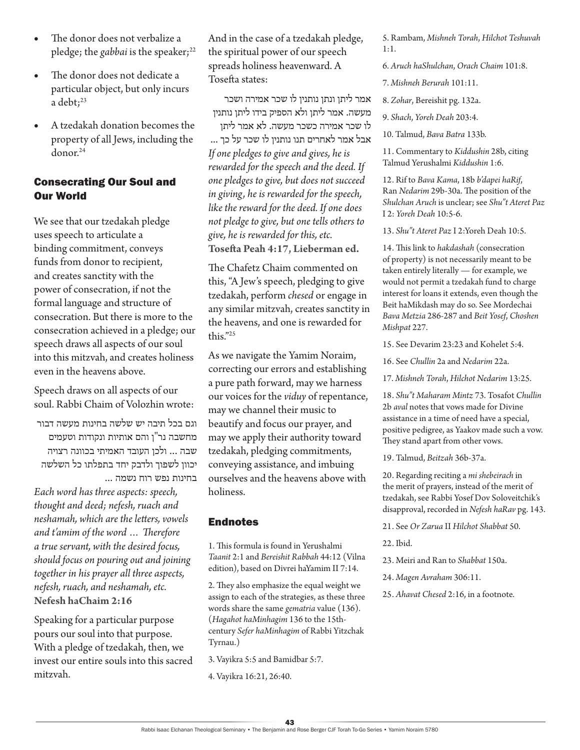- The donor does not verbalize a pledge; the *gabbai* is the speaker;[22]
- The donor does not dedicate a particular object, but only incurs a debt;[23]
- A tzedakah donation becomes the property of all Jews, including the donor.[24]

## Consecrating Our Soul and Our World

We see that our tzedakah pledge uses speech to articulate a binding commitment, conveys funds from donor to recipient, and creates sanctity with the power of consecration, if not the formal language and structure of consecration. But there is more to the consecration achieved in a pledge; our speech draws all aspects of our soul into this mitzvah, and creates holiness even in the heavens above.

Speech draws on all aspects of our soul. Rabbi Chaim of Volozhin wrote:

וגם בכל תיבה יש שלשה בחינות מעשה דבור מחשבה נר"ן והם אותיות ונקודות וטעמים שבה ... ולכן העובד האמיתי בכוונה רצויה יכוון לשפוך ולדבק יחד בתפלתו כל השלשה בחינות נפש רוח נשמה ...

*Each word has three aspects: speech, thought and deed; nefesh, ruach and neshamah, which are the letters, vowels and t'amim of the word … Therefore a true servant, with the desired focus, should focus on pouring out and joining together in his prayer all three aspects, nefesh, ruach, and neshamah, etc.*
**Nefesh haChaim 2:16**

Speaking for a particular purpose pours our soul into that purpose. With a pledge of tzedakah, then, we invest our entire souls into this sacred mitzvah.

And in the case of a tzedakah pledge, the spiritual power of our speech spreads holiness heavenward. A Tosefta states:

אמר ליתן ונתן נותנין לו שכר אמירה ושכר מעשה. אמר ליתן ולא הספיק בידו ליתן נותנין לו שכר אמירה כשכר מעשה. לא אמר ליתן אבל אמר לאחרים תנו נותנין לו שכר על כך ...

*If one pledges to give and gives, he is rewarded for the speech and the deed. If one pledges to give, but does not succeed in giving, he is rewarded for the speech, like the reward for the deed. If one does not pledge to give, but one tells others to give, he is rewarded for this, etc.*
**Tosefta Peah 4:17, Lieberman ed.**

The Chafetz Chaim commented on this, "A Jew's speech, pledging to give tzedakah, perform *chesed* or engage in any similar mitzvah, creates sanctity in the heavens, and one is rewarded for this."[25]

As we navigate the Yamim Noraim, correcting our errors and establishing a pure path forward, may we harness our voices for the *viduy* of repentance, may we channel their music to beautify and focus our prayer, and may we apply their authority toward tzedakah, pledging commitments, conveying assistance, and imbuing ourselves and the heavens above with holiness.

## Endnotes

1. This formula is found in Yerushalmi *Taanit* 2:1 and *Bereishit Rabbah* 44:12 (Vilna edition), based on Divrei haYamim II 7:14.

2. They also emphasize the equal weight we assign to each of the strategies, as these three words share the same *gematria* value (136). (*Hagahot haMinhagim* 136 to the 15th-century *Sefer haMinhagim* of Rabbi Yitzchak Tyrnau.)

3. Vayikra 5:5 and Bamidbar 5:7.

4. Vayikra 16:21, 26:40.

5. Rambam, *Mishneh Torah*, *Hilchot Teshuvah* 1:1.

6. *Aruch haShulchan*, *Orach Chaim* 101:8.

7. *Mishneh Berurah* 101:11.

8. *Zohar*, Bereishit pg. 132a.

9. *Shach*, *Yoreh Deah* 203:4.

10. Talmud, *Bava Batra* 133b.

11. Commentary to *Kiddushin* 28b, citing Talmud Yerushalmi *Kiddushin* 1:6.

12. Rif to *Bava Kama*, 18b *b'dapei haRif*, Ran *Nedarim* 29b-30a. The position of the *Shulchan Aruch* is unclear; see *Shu"t Ateret Paz* I 2: *Yoreh Deah* 10:5-6.

13. *Shu"t Ateret Paz* I 2:Yoreh Deah 10:5.

14. This link to *hakdashah* (consecration of property) is not necessarily meant to be taken entirely literally — for example, we would not permit a tzedakah fund to charge interest for loans it extends, even though the Beit haMikdash may do so. See Mordechai *Bava Metzia* 286-287 and *Beit Yosef*, *Choshen Mishpat* 227.

15. See Devarim 23:23 and Kohelet 5:4.

16. See *Chullin* 2a and *Nedarim* 22a.

17. *Mishneh Torah*, *Hilchot Nedarim* 13:25.

18. *Shu"t Maharam Mintz* 73. Tosafot *Chullin* 2b *aval* notes that vows made for Divine assistance in a time of need have a special, positive pedigree, as Yaakov made such a vow. They stand apart from other vows.

19. Talmud, *Beitzah* 36b-37a.

20. Regarding reciting a *mi shebeirach* in the merit of prayers, instead of the merit of tzedakah, see Rabbi Yosef Dov Soloveitchik's disapproval, recorded in *Nefesh haRav* pg. 143.

21. See *Or Zarua* II *Hilchot Shabbat* 50.

22. Ibid.

23. Meiri and Ran to *Shabbat* 150a.

24. *Magen Avraham* 306:11.

25. *Ahavat Chesed* 2:16, in a footnote.